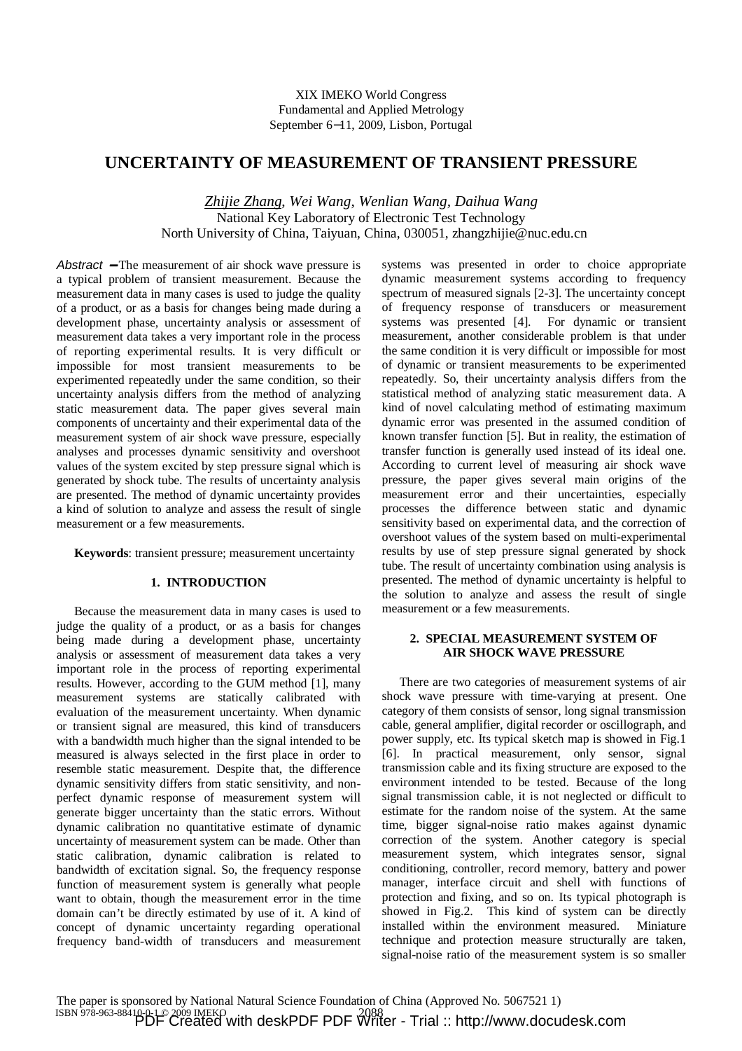XIX IMEKO World Congress
Fundamental and Applied Metrology
September 6−11, 2009, Lisbon, Portugal

# UNCERTAINTY OF MEASUREMENT OF TRANSIENT PRESSURE

*Zhijie Zhang, Wei Wang, Wenlian Wang, Daihua Wang*
National Key Laboratory of Electronic Test Technology
North University of China, Taiyuan, China, 030051, zhangzhijie@nuc.edu.cn

*Abstract* − The measurement of air shock wave pressure is a typical problem of transient measurement. Because the measurement data in many cases is used to judge the quality of a product, or as a basis for changes being made during a development phase, uncertainty analysis or assessment of measurement data takes a very important role in the process of reporting experimental results. It is very difficult or impossible for most transient measurements to be experimented repeatedly under the same condition, so their uncertainty analysis differs from the method of analyzing static measurement data. The paper gives several main components of uncertainty and their experimental data of the measurement system of air shock wave pressure, especially analyses and processes dynamic sensitivity and overshoot values of the system excited by step pressure signal which is generated by shock tube. The results of uncertainty analysis are presented. The method of dynamic uncertainty provides a kind of solution to analyze and assess the result of single measurement or a few measurements.

**Keywords**: transient pressure; measurement uncertainty

## 1. INTRODUCTION

Because the measurement data in many cases is used to judge the quality of a product, or as a basis for changes being made during a development phase, uncertainty analysis or assessment of measurement data takes a very important role in the process of reporting experimental results. However, according to the GUM method [1], many measurement systems are statically calibrated with evaluation of the measurement uncertainty. When dynamic or transient signal are measured, this kind of transducers with a bandwidth much higher than the signal intended to be measured is always selected in the first place in order to resemble static measurement. Despite that, the difference dynamic sensitivity differs from static sensitivity, and non-perfect dynamic response of measurement system will generate bigger uncertainty than the static errors. Without dynamic calibration no quantitative estimate of dynamic uncertainty of measurement system can be made. Other than static calibration, dynamic calibration is related to bandwidth of excitation signal. So, the frequency response function of measurement system is generally what people want to obtain, though the measurement error in the time domain can't be directly estimated by use of it. A kind of concept of dynamic uncertainty regarding operational frequency band-width of transducers and measurement systems was presented in order to choice appropriate dynamic measurement systems according to frequency spectrum of measured signals [2-3]. The uncertainty concept of frequency response of transducers or measurement systems was presented [4]. For dynamic or transient measurement, another considerable problem is that under the same condition it is very difficult or impossible for most of dynamic or transient measurements to be experimented repeatedly. So, their uncertainty analysis differs from the statistical method of analyzing static measurement data. A kind of novel calculating method of estimating maximum dynamic error was presented in the assumed condition of known transfer function [5]. But in reality, the estimation of transfer function is generally used instead of its ideal one. According to current level of measuring air shock wave pressure, the paper gives several main origins of the measurement error and their uncertainties, especially processes the difference between static and dynamic sensitivity based on experimental data, and the correction of overshoot values of the system based on multi-experimental results by use of step pressure signal generated by shock tube. The result of uncertainty combination using analysis is presented. The method of dynamic uncertainty is helpful to the solution to analyze and assess the result of single measurement or a few measurements.

## 2. SPECIAL MEASUREMENT SYSTEM OF AIR SHOCK WAVE PRESSURE

There are two categories of measurement systems of air shock wave pressure with time-varying at present. One category of them consists of sensor, long signal transmission cable, general amplifier, digital recorder or oscillograph, and power supply, etc. Its typical sketch map is showed in Fig.1 [6]. In practical measurement, only sensor, signal transmission cable and its fixing structure are exposed to the environment intended to be tested. Because of the long signal transmission cable, it is not neglected or difficult to estimate for the random noise of the system. At the same time, bigger signal-noise ratio makes against dynamic correction of the system. Another category is special measurement system, which integrates sensor, signal conditioning, controller, record memory, battery and power manager, interface circuit and shell with functions of protection and fixing, and so on. Its typical photograph is showed in Fig.2. This kind of system can be directly installed within the environment measured. Miniature technique and protection measure structurally are taken, signal-noise ratio of the measurement system is so smaller

The paper is sponsored by National Natural Science Foundation of China (Approved No. 5067521 1)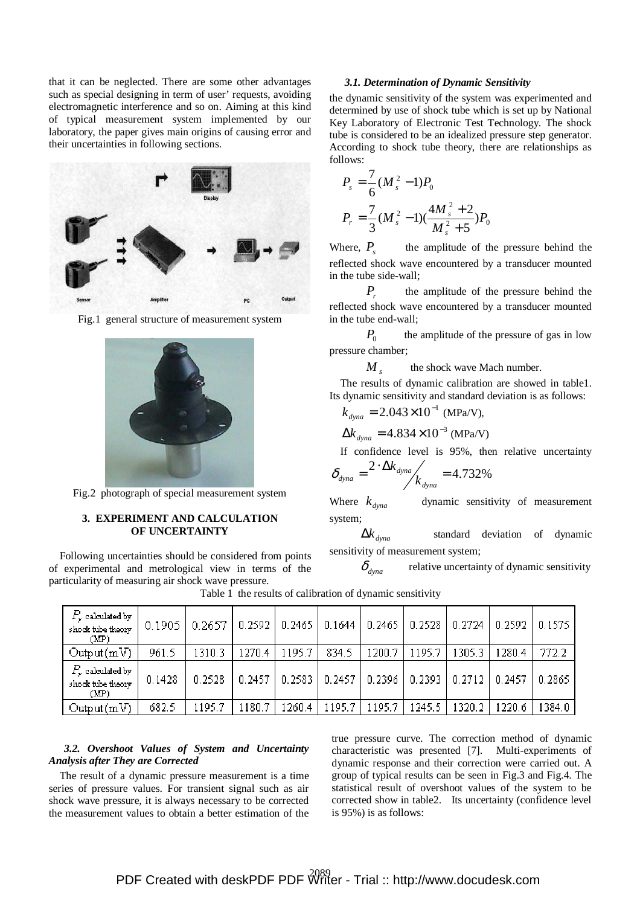that it can be neglected. There are some other advantages such as special designing in term of user' requests, avoiding electromagnetic interference and so on. Aiming at this kind of typical measurement system implemented by our laboratory, the paper gives main origins of causing error and their uncertainties in following sections.

Fig.1 general structure of measurement system

Fig.2 photograph of special measurement system

## 3. EXPERIMENT AND CALCULATION OF UNCERTAINTY

Following uncertainties should be considered from points of experimental and metrological view in terms of the particularity of measuring air shock wave pressure.

### *3.1. Determination of Dynamic Sensitivity*

the dynamic sensitivity of the system was experimented and determined by use of shock tube which is set up by National Key Laboratory of Electronic Test Technology. The shock tube is considered to be an idealized pressure step generator. According to shock tube theory, there are relationships as follows:

$$P_s = \frac{7}{6}(M_s^2 - 1)P_0$$

$$P_r = \frac{7}{3}(M_s^2 - 1)(\frac{4M_s^2 + 2}{M_s^2 + 5})P_0$$

Where, $P_s$ the amplitude of the pressure behind the reflected shock wave encountered by a transducer mounted in the tube side-wall;

$P_r$ the amplitude of the pressure behind the reflected shock wave encountered by a transducer mounted in the tube end-wall;

$P_0$ the amplitude of the pressure of gas in low pressure chamber;

$M_s$ the shock wave Mach number.

The results of dynamic calibration are showed in table1. Its dynamic sensitivity and standard deviation is as follows:

$k_{dyna} = 2.043 \times 10^{-1}$ (MPa/V),

$\Delta k_{dyna} = 4.834 \times 10^{-3}$ (MPa/V)

If confidence level is 95%, then relative uncertainty

$$\delta_{dyna} = {2 \cdot \Delta k_{dyna}} \big/ {k_{dyna}} = 4.732\%$$

Where $k_{dyna}$ dynamic sensitivity of measurement system;

$\Delta k_{dyna}$ standard deviation of dynamic sensitivity of measurement system;

$\delta_{dyna}$ relative uncertainty of dynamic sensitivity

Table 1 the results of calibration of dynamic sensitivity

| $P_r$ calculated by shock tube theory (MP) | 0.1905 | 0.2657 | 0.2592 | 0.2465 | 0.1644 | 0.2465 | 0.2528 | 0.2724 | 0.2592 | 0.1575 |
|---|---|---|---|---|---|---|---|---|---|---|
| Output(mV) | 961.5 | 1310.3 | 1270.4 | 1195.7 | 834.5 | 1200.7 | 1195.7 | 1305.3 | 1280.4 | 772.2 |
| $P_r$ calculated by shock tube theory (MP) | 0.1428 | 0.2528 | 0.2457 | 0.2583 | 0.2457 | 0.2396 | 0.2393 | 0.2712 | 0.2457 | 0.2865 |
| Output(mV) | 682.5 | 1195.7 | 1180.7 | 1260.4 | 1195.7 | 1195.7 | 1245.5 | 1320.2 | 1220.6 | 1384.0 |

### *3.2. Overshoot Values of System and Uncertainty Analysis after They are Corrected*

The result of a dynamic pressure measurement is a time series of pressure values. For transient signal such as air shock wave pressure, it is always necessary to be corrected the measurement values to obtain a better estimation of the true pressure curve. The correction method of dynamic characteristic was presented [7]. Multi-experiments of dynamic response and their correction were carried out. A group of typical results can be seen in Fig.3 and Fig.4. The statistical result of overshoot values of the system to be corrected show in table2. Its uncertainty (confidence level is 95%) is as follows: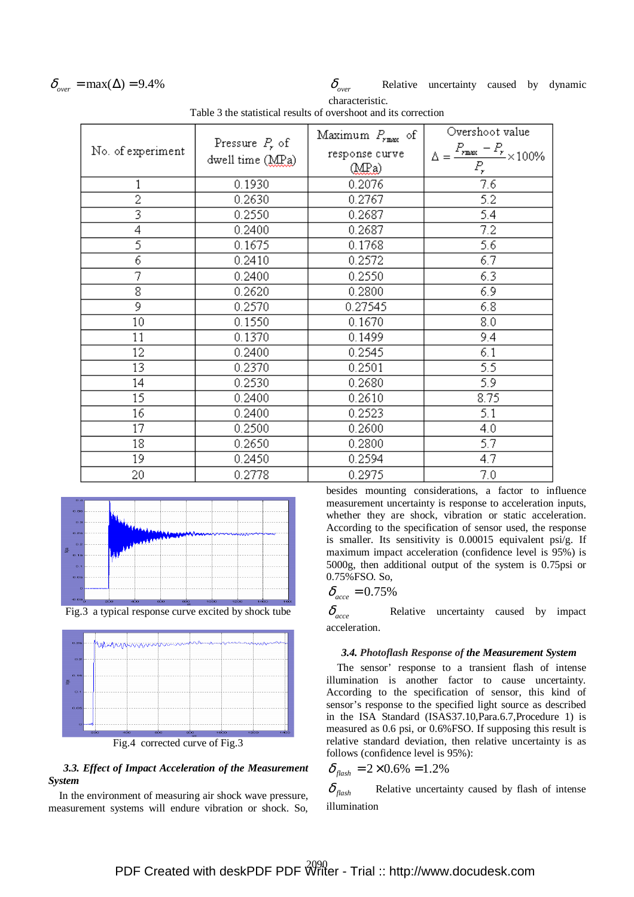$\delta_{over} = \max(\Delta) = 9.4\%$

$\delta_{over}$ Relative uncertainty caused by dynamic characteristic.

Table 3 the statistical results of overshoot and its correction

| No. of experiment | Pressure $P_r$ of dwell time (MPa) | Maximum $P_{r\max}$ of response curve (MPa) | Overshoot value $\Delta = \frac{P_{r\max} - P_r}{P_r} \times 100\%$ |
|---|---|---|---|
| 1 | 0.1930 | 0.2076 | 7.6 |
| 2 | 0.2630 | 0.2767 | 5.2 |
| 3 | 0.2550 | 0.2687 | 5.4 |
| 4 | 0.2400 | 0.2687 | 7.2 |
| 5 | 0.1675 | 0.1768 | 5.6 |
| 6 | 0.2410 | 0.2572 | 6.7 |
| 7 | 0.2400 | 0.2550 | 6.3 |
| 8 | 0.2620 | 0.2800 | 6.9 |
| 9 | 0.2570 | 0.27545 | 6.8 |
| 10 | 0.1550 | 0.1670 | 8.0 |
| 11 | 0.1370 | 0.1499 | 9.4 |
| 12 | 0.2400 | 0.2545 | 6.1 |
| 13 | 0.2370 | 0.2501 | 5.5 |
| 14 | 0.2530 | 0.2680 | 5.9 |
| 15 | 0.2400 | 0.2610 | 8.75 |
| 16 | 0.2400 | 0.2523 | 5.1 |
| 17 | 0.2500 | 0.2600 | 4.0 |
| 18 | 0.2650 | 0.2800 | 5.7 |
| 19 | 0.2450 | 0.2594 | 4.7 |
| 20 | 0.2778 | 0.2975 | 7.0 |

Fig.3 a typical response curve excited by shock tube

Fig.4 corrected curve of Fig.3

### 3.3. Effect of Impact Acceleration of the Measurement System

In the environment of measuring air shock wave pressure, measurement systems will endure vibration or shock. So, besides mounting considerations, a factor to influence measurement uncertainty is response to acceleration inputs, whether they are shock, vibration or static acceleration. According to the specification of sensor used, the response is smaller. Its sensitivity is 0.00015 equivalent psi/g. If maximum impact acceleration (confidence level is 95%) is 5000g, then additional output of the system is 0.75psi or 0.75%FSO. So,

$\delta_{acce} = 0.75\%$

$\delta_{acce}$ Relative uncertainty caused by impact acceleration.

### 3.4. Photoflash Response of the Measurement System

The sensor' response to a transient flash of intense illumination is another factor to cause uncertainty. According to the specification of sensor, this kind of sensor's response to the specified light source as described in the ISA Standard (ISAS37.10,Para.6.7,Procedure 1) is measured as 0.6 psi, or 0.6%FSO. If supposing this result is relative standard deviation, then relative uncertainty is as follows (confidence level is 95%):

$\delta_{flash} = 2 \times 0.6\% = 1.2\%$

$\delta_{flash}$ Relative uncertainty caused by flash of intense illumination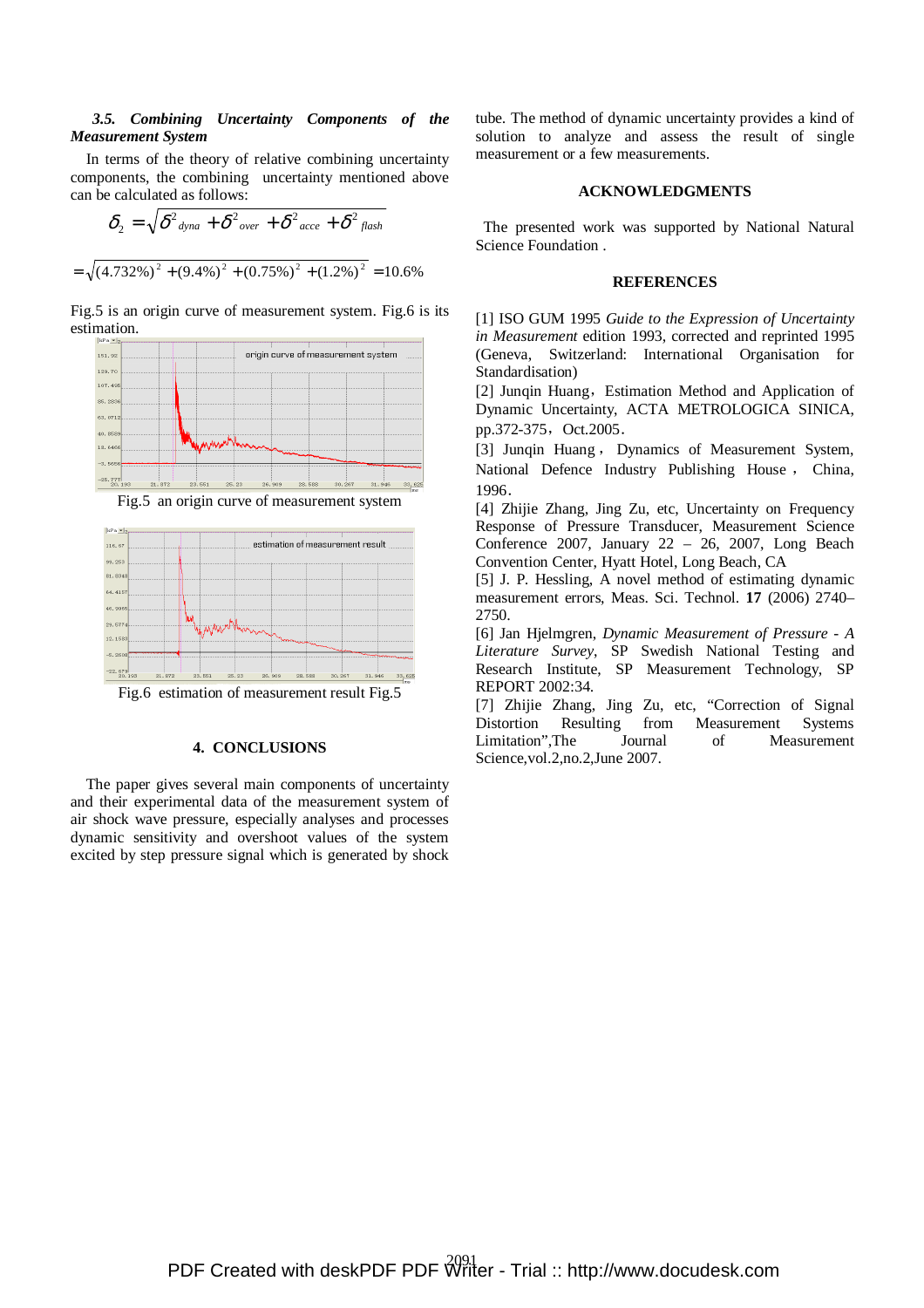### 3.5. *Combining Uncertainty Components of the Measurement System*

In terms of the theory of relative combining uncertainty components, the combining uncertainty mentioned above can be calculated as follows:

$$\delta_2 = \sqrt{\delta^2_{dyna} + \delta^2_{over} + \delta^2_{acce} + \delta^2_{flash}}$$

$$= \sqrt{(4.732\%)^2 + (9.4\%)^2 + (0.75\%)^2 + (1.2\%)^2} = 10.6\%$$

Fig.5 is an origin curve of measurement system. Fig.6 is its estimation.

kPa

151.92
129.70
107.495
85.2836
63.0712
40.8589
18.6466
-3.5656
-25.777

20.193 21.872 23.551 25.23 26.909 28.588 30.267 31.946 33.625

ms

origin curve of measurement system

Fig.5 an origin curve of measurement system

kPa

116.67
99.253
81.8348
64.4157
46.9965
29.5774
12.1583
-5.2608
-22.679

20.193 21.872 23.551 25.23 26.909 28.588 30.267 31.946 33.625

ms

estimation of measurement result

Fig.6 estimation of measurement result Fig.5

## 4. CONCLUSIONS

The paper gives several main components of uncertainty and their experimental data of the measurement system of air shock wave pressure, especially analyses and processes dynamic sensitivity and overshoot values of the system excited by step pressure signal which is generated by shock tube. The method of dynamic uncertainty provides a kind of solution to analyze and assess the result of single measurement or a few measurements.

## ACKNOWLEDGMENTS

The presented work was supported by National Natural Science Foundation .

## REFERENCES

[1] ISO GUM 1995 *Guide to the Expression of Uncertainty in Measurement* edition 1993, corrected and reprinted 1995 (Geneva, Switzerland: International Organisation for Standardisation)

[2] Junqin Huang，Estimation Method and Application of Dynamic Uncertainty, ACTA METROLOGICA SINICA, pp.372-375，Oct.2005．

[3] Junqin Huang，Dynamics of Measurement System, National Defence Industry Publishing House，China, 1996．

[4] Zhijie Zhang, Jing Zu, etc, Uncertainty on Frequency Response of Pressure Transducer, Measurement Science Conference 2007, January 22 – 26, 2007, Long Beach Convention Center, Hyatt Hotel, Long Beach, CA

[5] J. P. Hessling, A novel method of estimating dynamic measurement errors, Meas. Sci. Technol. **17** (2006) 2740–2750.

[6] Jan Hjelmgren, *Dynamic Measurement of Pressure - A Literature Survey*, SP Swedish National Testing and Research Institute, SP Measurement Technology, SP REPORT 2002:34.

[7] Zhijie Zhang, Jing Zu, etc, "Correction of Signal Distortion Resulting from Measurement Systems Limitation",The Journal of Measurement Science,vol.2,no.2,June 2007.